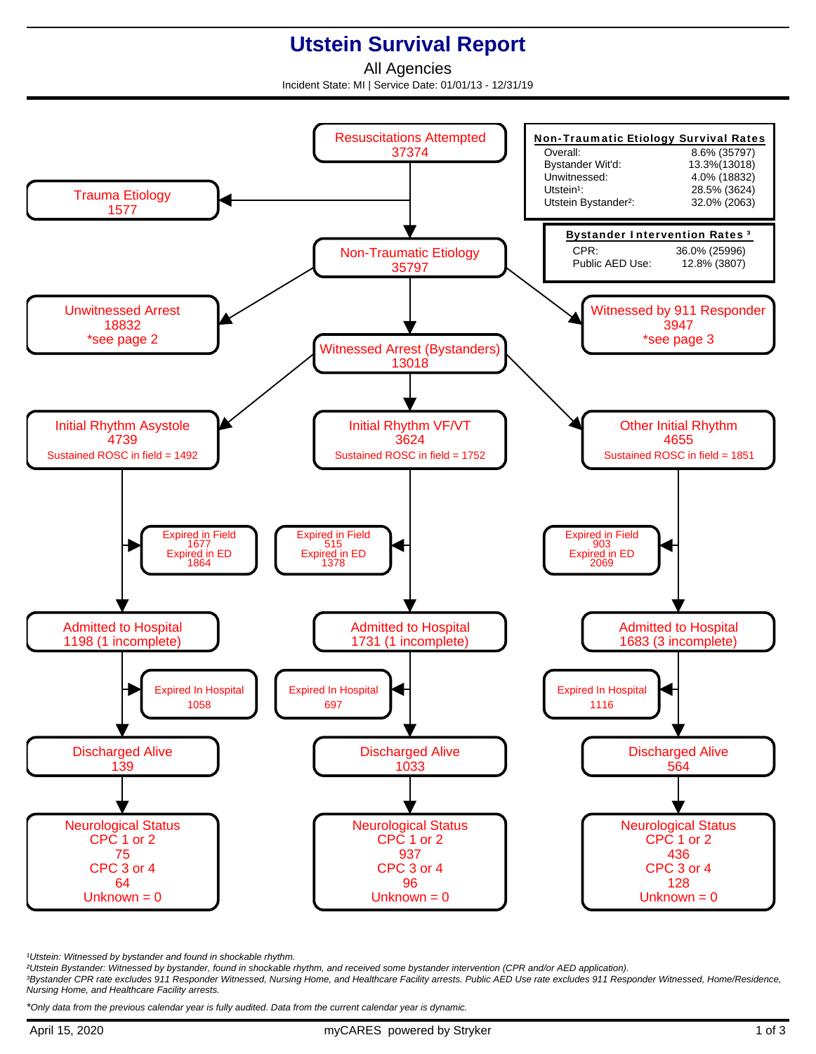# Utstein Survival Report

## All Agencies

Incident State: MI | Service Date: 01/01/13 - 12/31/19

**Non-Traumatic Etiology Survival Rates**

| | |
|---|---|
| Overall: | 8.6% (35797) |
| Bystander Wit'd: | 13.3%(13018) |
| Unwitnessed: | 4.0% (18832) |
| Utstein[1]: | 28.5% (3624) |
| Utstein Bystander[2]: | 32.0% (2063) |

**Bystander Intervention Rates [3]**

| | |
|---|---|
| CPR: | 36.0% (25996) |
| Public AED Use: | 12.8% (3807) |

Resuscitations Attempted
37374

→ Trauma Etiology
1577

→ Non-Traumatic Etiology
35797

- Unwitnessed Arrest
18832
*see page 2
- Witnessed by 911 Responder
3947
*see page 3
- Witnessed Arrest (Bystanders)
13018

| | Initial Rhythm Asystole | Initial Rhythm VF/VT | Other Initial Rhythm |
|---|---|---|---|
| Count | 4739 | 3624 | 4655 |
| Sustained ROSC in field | 1492 | 1752 | 1851 |
| Expired in Field | 1677 | 515 | 903 |
| Expired in ED | 1864 | 1378 | 2069 |
| Admitted to Hospital | 1198 (1 incomplete) | 1731 (1 incomplete) | 1683 (3 incomplete) |
| Expired In Hospital | 1058 | 697 | 1116 |
| Discharged Alive | 139 | 1033 | 564 |
| Neurological Status CPC 1 or 2 | 75 | 937 | 436 |
| CPC 3 or 4 | 64 | 96 | 128 |
| Unknown | 0 | 0 | 0 |

*[1]Utstein: Witnessed by bystander and found in shockable rhythm.*
*[2]Utstein Bystander: Witnessed by bystander, found in shockable rhythm, and received some bystander intervention (CPR and/or AED application).*
*[3]Bystander CPR rate excludes 911 Responder Witnessed, Nursing Home, and Healthcare Facility arrests. Public AED Use rate excludes 911 Responder Witnessed, Home/Residence, Nursing Home, and Healthcare Facility arrests.*

*Only data from the previous calendar year is fully audited. Data from the current calendar year is dynamic.*

April 15, 2020 myCARES powered by Stryker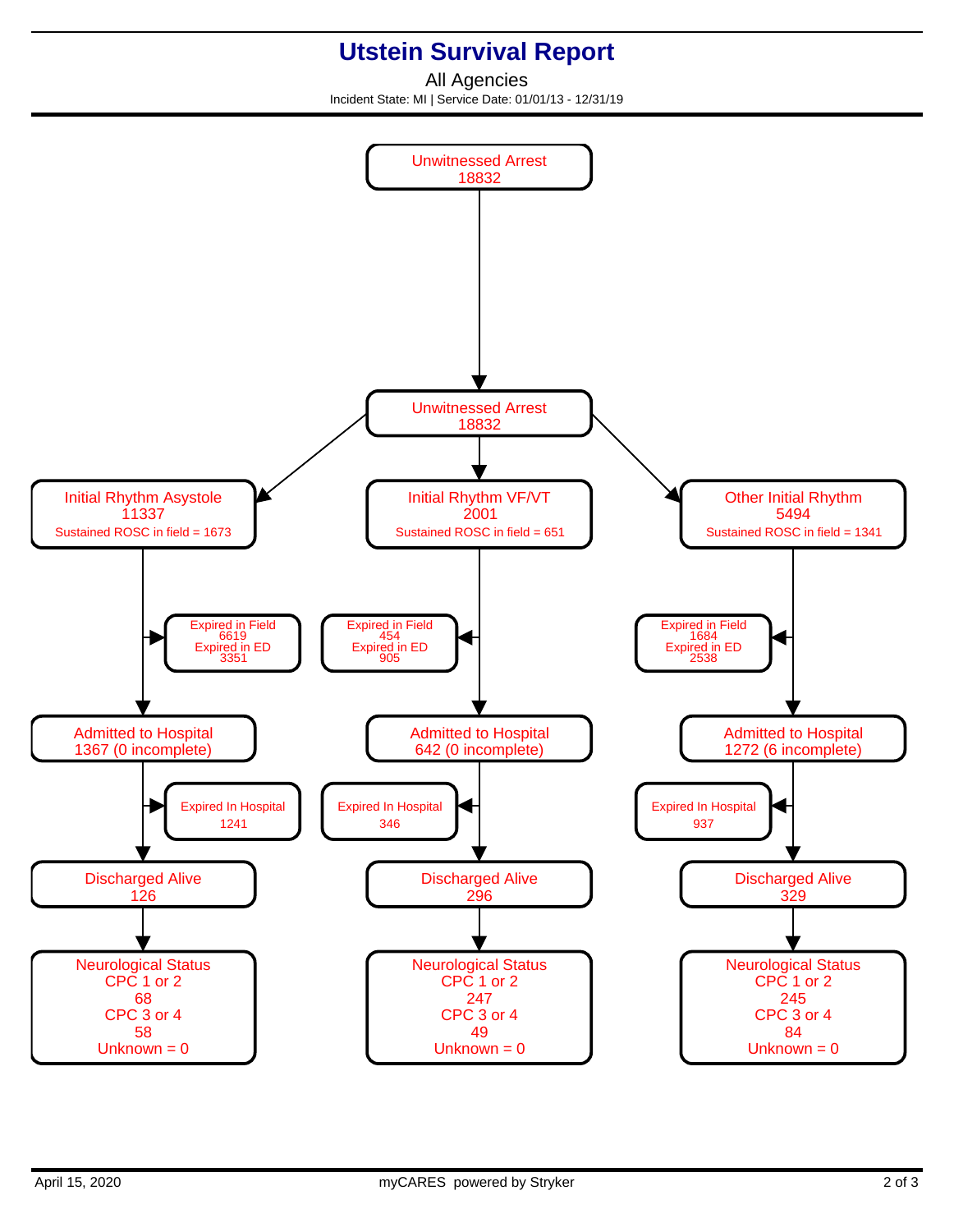# Utstein Survival Report

All Agencies

Incident State: MI | Service Date: 01/01/13 - 12/31/19

**Unwitnessed Arrest**
18832

**Unwitnessed Arrest**
18832

| | Initial Rhythm Asystole | Initial Rhythm VF/VT | Other Initial Rhythm |
|---|---|---|---|
| Count | 11337 | 2001 | 5494 |
| Sustained ROSC in field | 1673 | 651 | 1341 |
| Expired in Field | 6619 | 454 | 1684 |
| Expired in ED | 3351 | 905 | 2538 |
| Admitted to Hospital | 1367 (0 incomplete) | 642 (0 incomplete) | 1272 (6 incomplete) |
| Expired In Hospital | 1241 | 346 | 937 |
| Discharged Alive | 126 | 296 | 329 |
| Neurological Status: CPC 1 or 2 | 68 | 247 | 245 |
| Neurological Status: CPC 3 or 4 | 58 | 49 | 84 |
| Neurological Status: Unknown | 0 | 0 | 0 |

April 15, 2020

myCARES powered by Stryker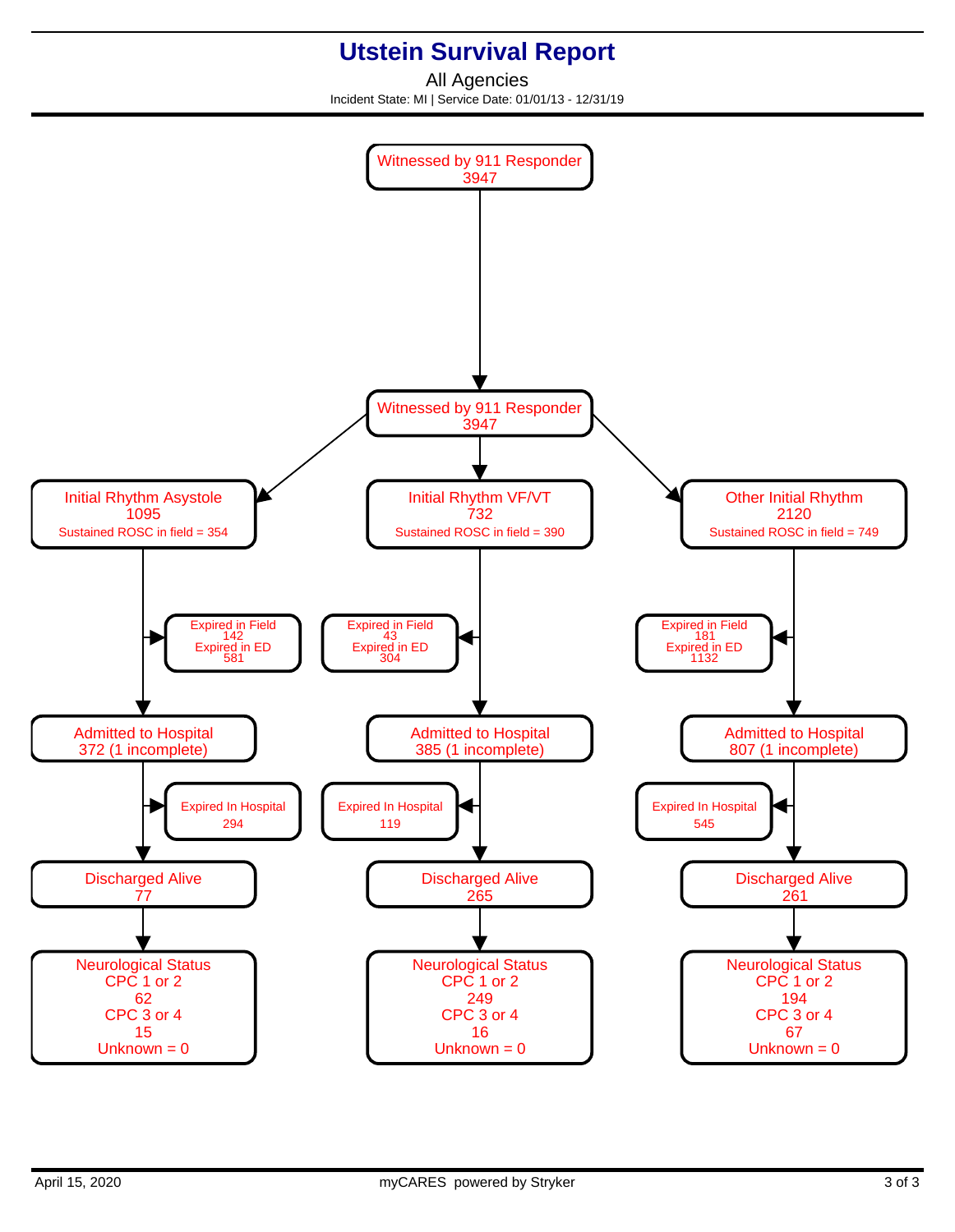# Utstein Survival Report

All Agencies

Incident State: MI | Service Date: 01/01/13 - 12/31/19

Witnessed by 911 Responder
3947

Witnessed by 911 Responder
3947

Initial Rhythm Asystole
1095
Sustained ROSC in field = 354

Initial Rhythm VF/VT
732
Sustained ROSC in field = 390

Other Initial Rhythm
2120
Sustained ROSC in field = 749

Expired in Field
142
Expired in ED
581

Expired in Field
43
Expired in ED
304

Expired in Field
181
Expired in ED
1132

Admitted to Hospital
372 (1 incomplete)

Admitted to Hospital
385 (1 incomplete)

Admitted to Hospital
807 (1 incomplete)

Expired In Hospital
294

Expired In Hospital
119

Expired In Hospital
545

Discharged Alive
77

Discharged Alive
265

Discharged Alive
261

Neurological Status
CPC 1 or 2
62
CPC 3 or 4
15
Unknown = 0

Neurological Status
CPC 1 or 2
249
CPC 3 or 4
16
Unknown = 0

Neurological Status
CPC 1 or 2
194
CPC 3 or 4
67
Unknown = 0

April 15, 2020

myCARES powered by Stryker